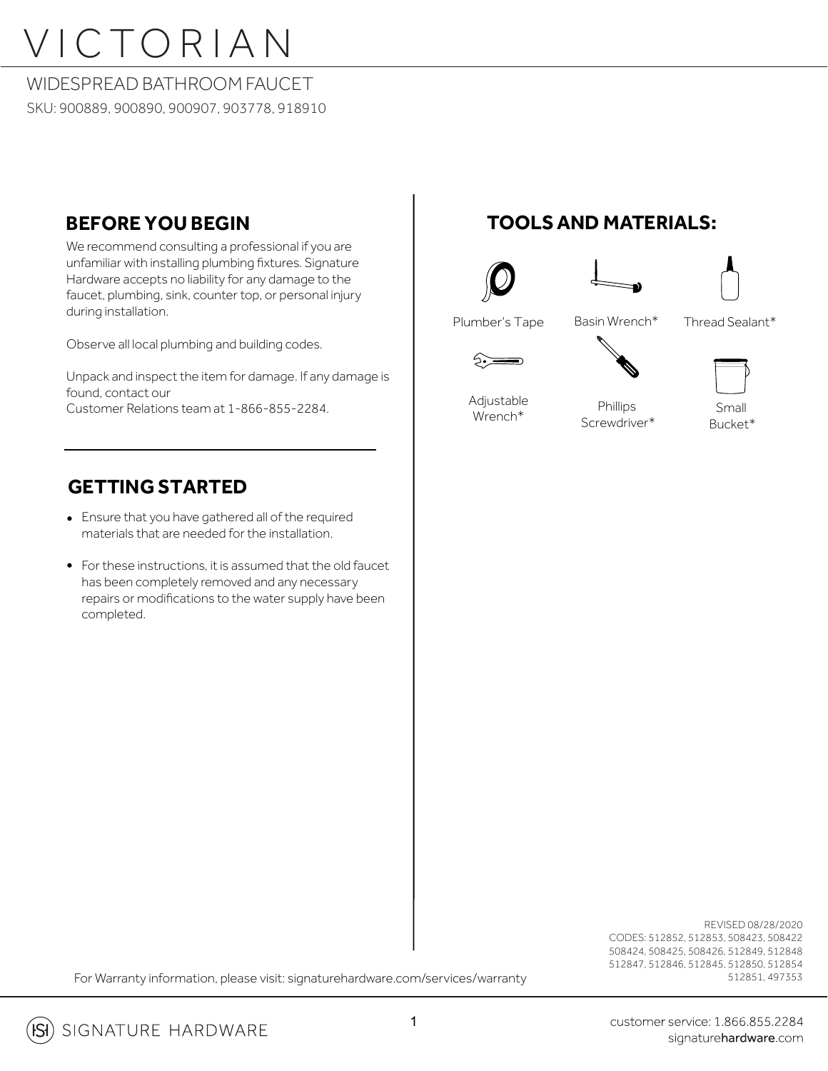# VICTORIAN

WIDESPREAD BATHROOM FAUCET

SKU: 900889, 900890, 900907, 903778, 918910

## BEFORE YOU BEGIN

We recommend consulting a professional if you are unfamiliar with installing plumbing fixtures. Signature Hardware accepts no liability for any damage to the faucet, plumbing, sink, counter top, or personal injury during installation.

Observe all local plumbing and building codes.

Unpack and inspect the item for damage. If any damage is found, contact our
Customer Relations team at 1-866-855-2284.

## GETTING STARTED

- Ensure that you have gathered all of the required materials that are needed for the installation.
- For these instructions, it is assumed that the old faucet has been completely removed and any necessary repairs or modifications to the water supply have been completed.

## TOOLS AND MATERIALS:

Plumber's Tape

Basin Wrench*

Thread Sealant*

Adjustable Wrench*

Phillips Screwdriver*

Small Bucket*

For Warranty information, please visit: signaturehardware.com/services/warranty

REVISED 08/28/2020
CODES: 512852, 512853, 508423, 508422
508424, 508425, 508426, 512849, 512848
512847, 512846, 512845, 512850, 512854
512851, 497353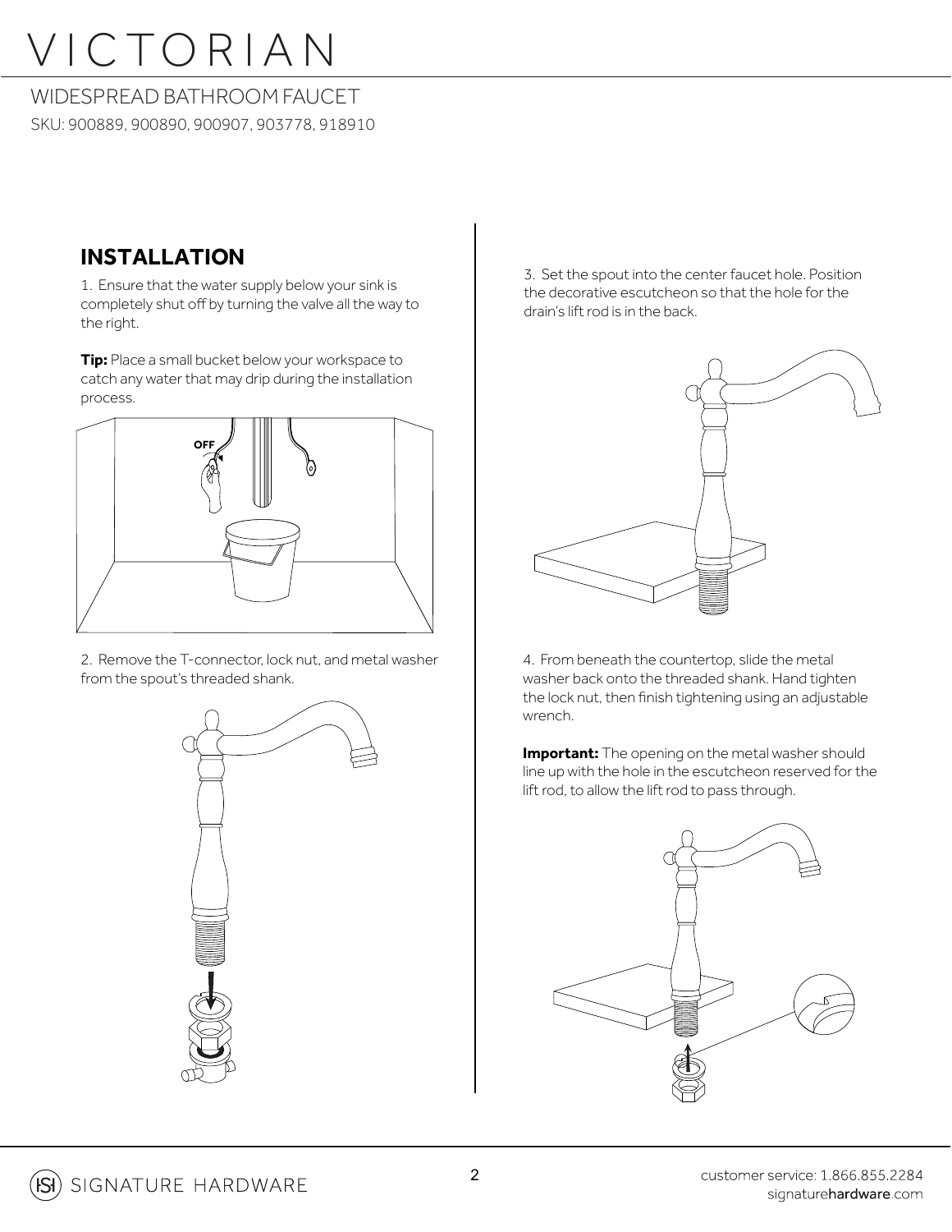# VICTORIAN

WIDESPREAD BATHROOM FAUCET

SKU: 900889, 900890, 900907, 903778, 918910

## INSTALLATION

1. Ensure that the water supply below your sink is completely shut off by turning the valve all the way to the right.

**Tip:** Place a small bucket below your workspace to catch any water that may drip during the installation process.

OFF

2. Remove the T-connector, lock nut, and metal washer from the spout's threaded shank.

3. Set the spout into the center faucet hole. Position the decorative escutcheon so that the hole for the drain's lift rod is in the back.

4. From beneath the countertop, slide the metal washer back onto the threaded shank. Hand tighten the lock nut, then finish tightening using an adjustable wrench.

**Important:** The opening on the metal washer should line up with the hole in the escutcheon reserved for the lift rod, to allow the lift rod to pass through.

SIGNATURE HARDWARE

customer service: 1.866.855.2284
signaturehardware.com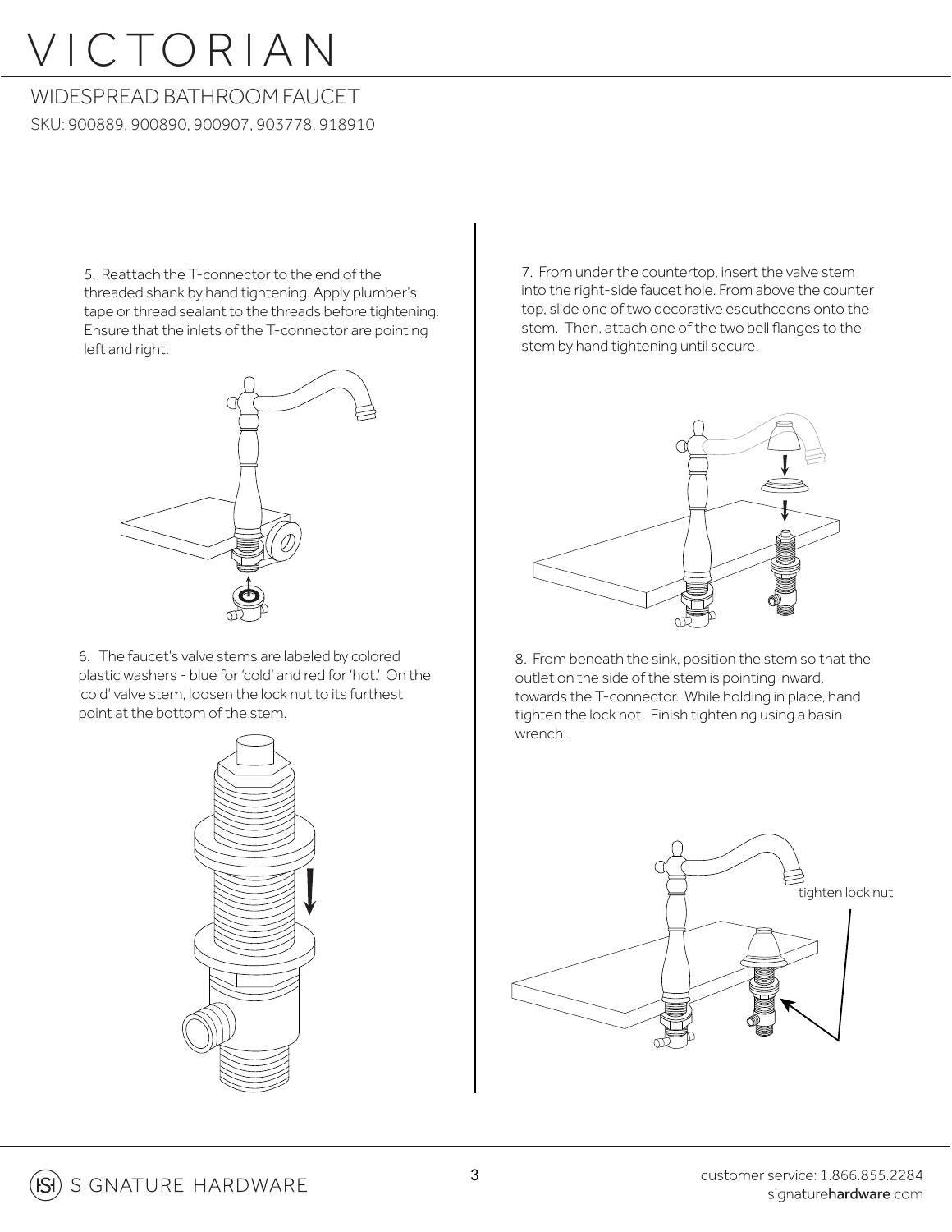5. Reattach the T-connector to the end of the threaded shank by hand tightening. Apply plumber's tape or thread sealant to the threads before tightening. Ensure that the inlets of the T-connector are pointing left and right.

6. The faucet's valve stems are labeled by colored plastic washers - blue for 'cold' and red for 'hot.' On the 'cold' valve stem, loosen the lock nut to its furthest point at the bottom of the stem.

7. From under the countertop, insert the valve stem into the right-side faucet hole. From above the counter top, slide one of two decorative escuthceons onto the stem. Then, attach one of the two bell flanges to the stem by hand tightening until secure.

8. From beneath the sink, position the stem so that the outlet on the side of the stem is pointing inward, towards the T-connector. While holding in place, hand tighten the lock not. Finish tightening using a basin wrench.

tighten lock nut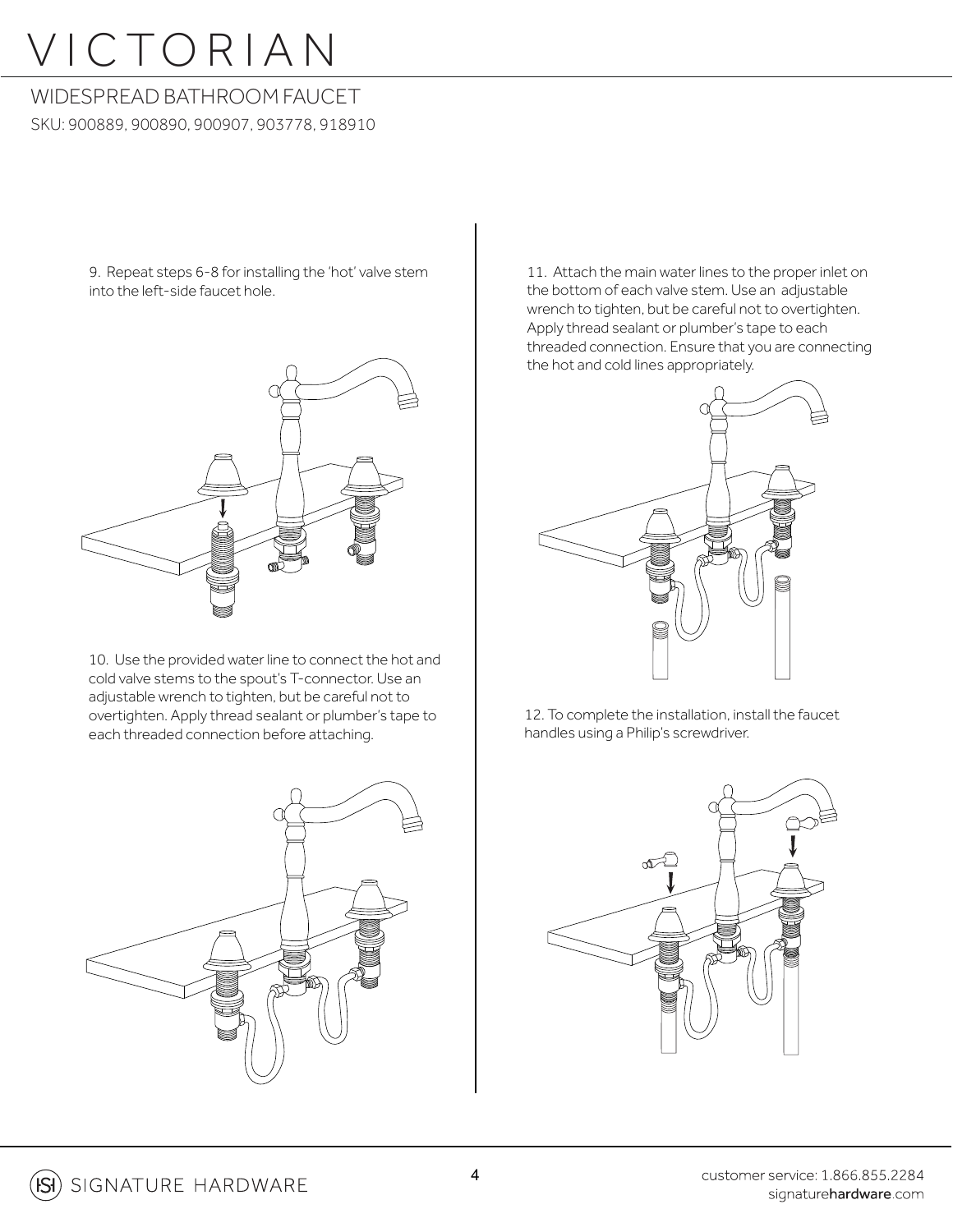9. Repeat steps 6-8 for installing the 'hot' valve stem into the left-side faucet hole.

10. Use the provided water line to connect the hot and cold valve stems to the spout's T-connector. Use an adjustable wrench to tighten, but be careful not to overtighten. Apply thread sealant or plumber's tape to each threaded connection before attaching.

11. Attach the main water lines to the proper inlet on the bottom of each valve stem. Use an adjustable wrench to tighten, but be careful not to overtighten. Apply thread sealant or plumber's tape to each threaded connection. Ensure that you are connecting the hot and cold lines appropriately.

12. To complete the installation, install the faucet handles using a Philip's screwdriver.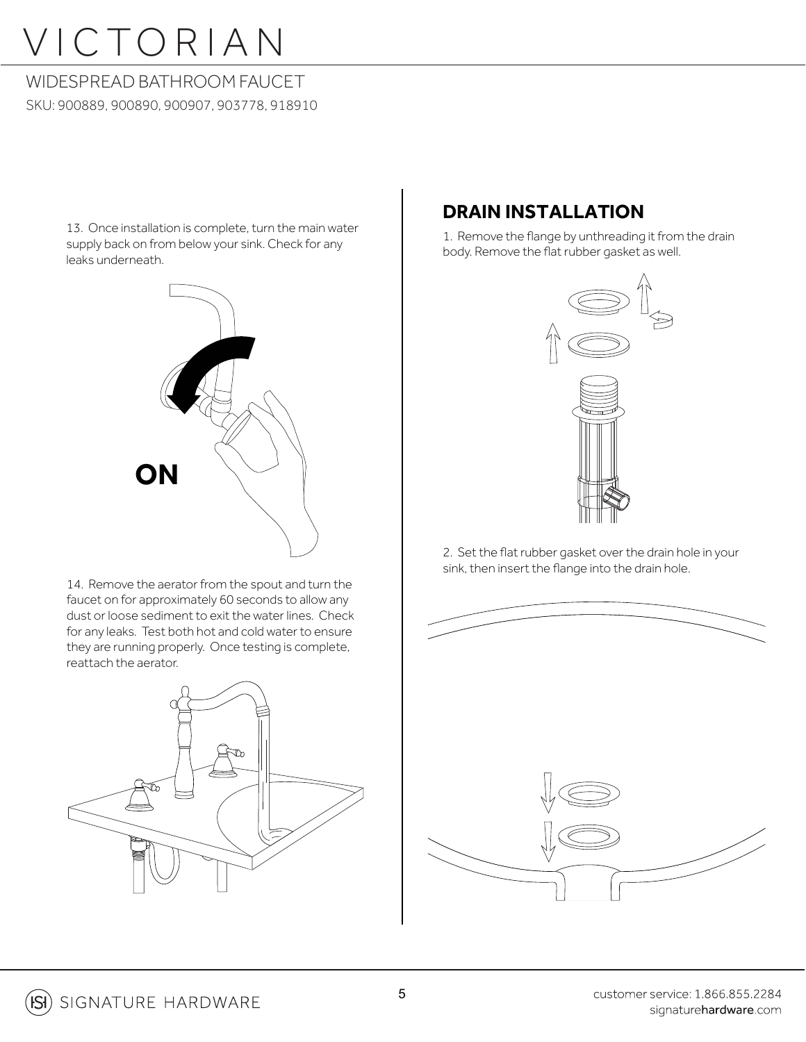# VICTORIAN

WIDESPREAD BATHROOM FAUCET

SKU: 900889, 900890, 900907, 903778, 918910

13. Once installation is complete, turn the main water supply back on from below your sink. Check for any leaks underneath.

**ON**

14. Remove the aerator from the spout and turn the faucet on for approximately 60 seconds to allow any dust or loose sediment to exit the water lines. Check for any leaks. Test both hot and cold water to ensure they are running properly. Once testing is complete, reattach the aerator.

## DRAIN INSTALLATION

1. Remove the flange by unthreading it from the drain body. Remove the flat rubber gasket as well.

2. Set the flat rubber gasket over the drain hole in your sink, then insert the flange into the drain hole.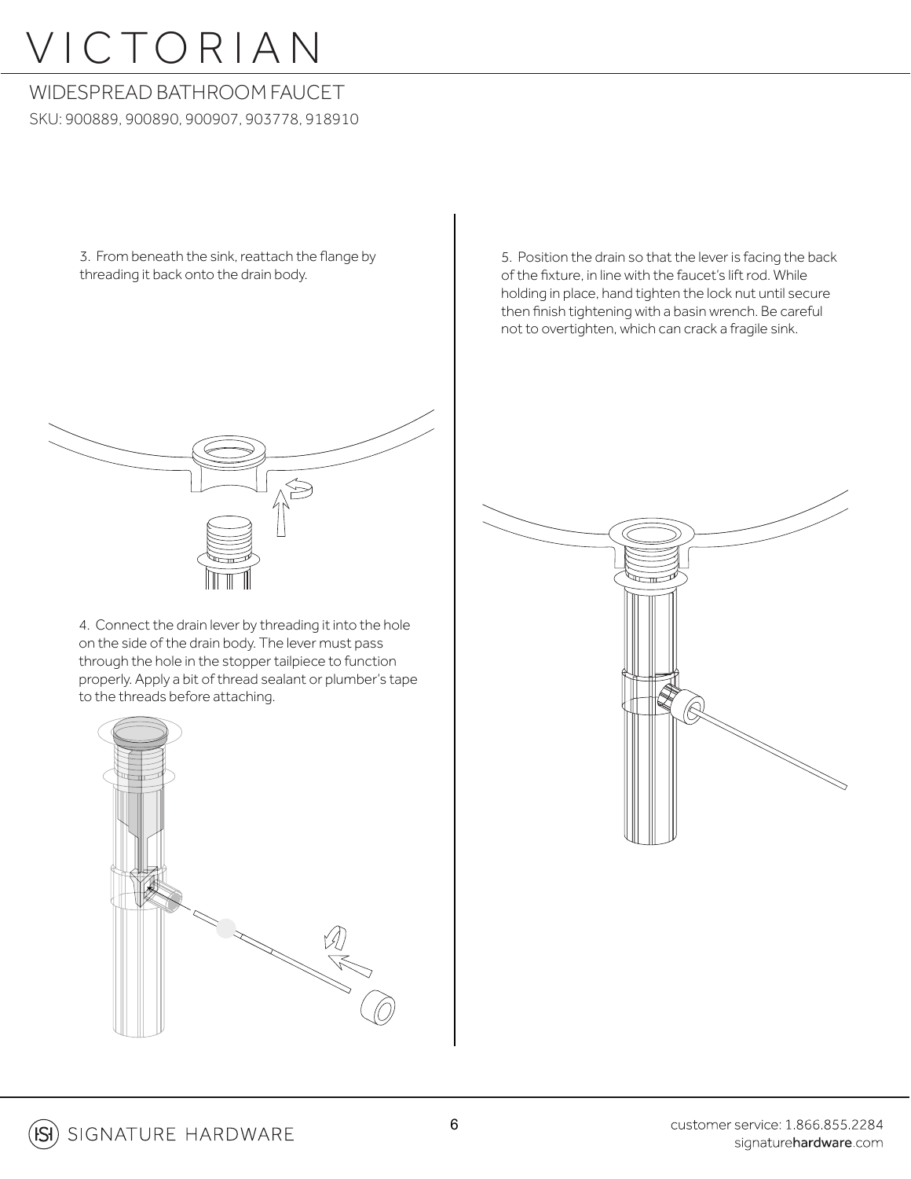3. From beneath the sink, reattach the flange by threading it back onto the drain body.

4. Connect the drain lever by threading it into the hole on the side of the drain body. The lever must pass through the hole in the stopper tailpiece to function properly. Apply a bit of thread sealant or plumber's tape to the threads before attaching.

5. Position the drain so that the lever is facing the back of the fixture, in line with the faucet's lift rod. While holding in place, hand tighten the lock nut until secure then finish tightening with a basin wrench. Be careful not to overtighten, which can crack a fragile sink.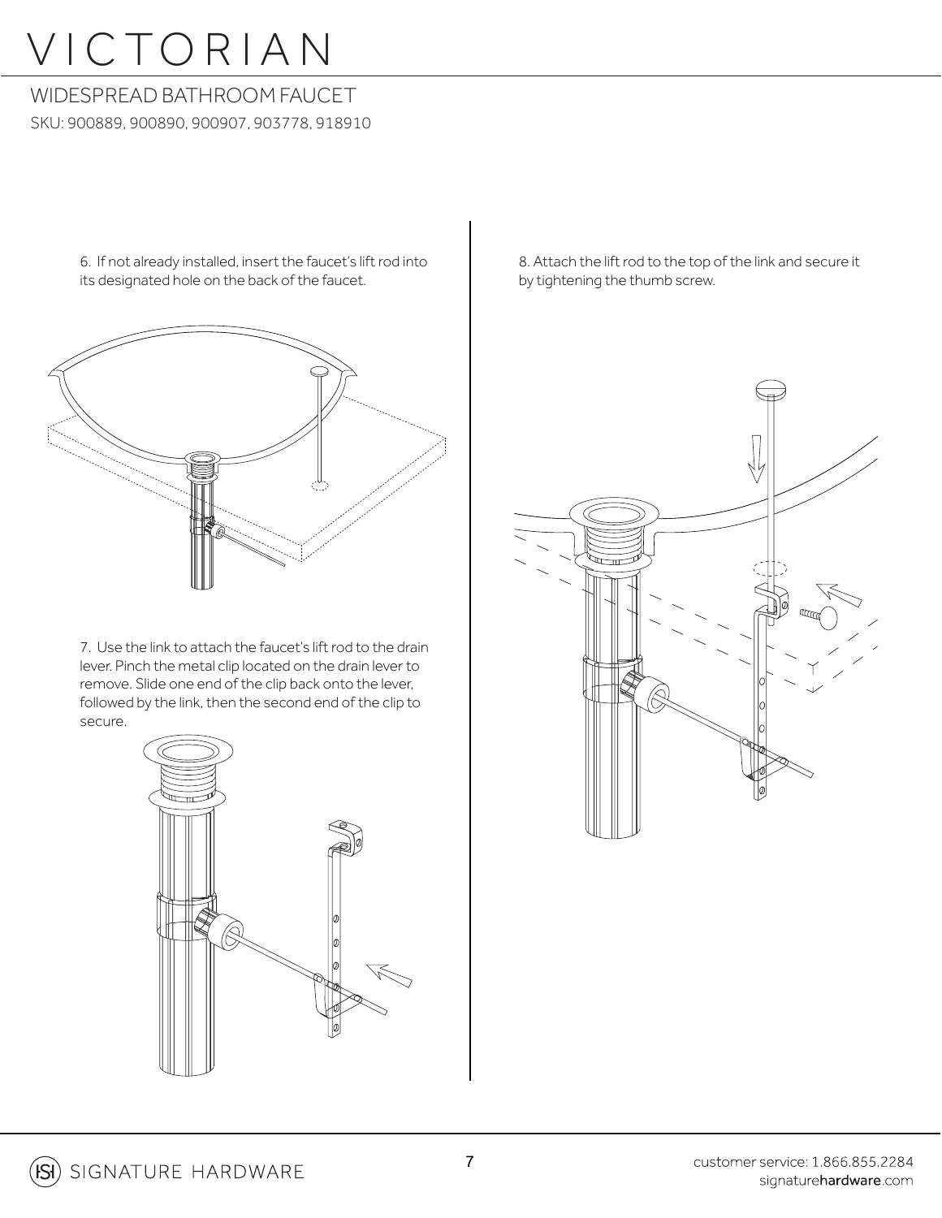# VICTORIAN

## WIDESPREAD BATHROOM FAUCET

SKU: 900889, 900890, 900907, 903778, 918910

6. If not already installed, insert the faucet's lift rod into its designated hole on the back of the faucet.

7. Use the link to attach the faucet's lift rod to the drain lever. Pinch the metal clip located on the drain lever to remove. Slide one end of the clip back onto the lever, followed by the link, then the second end of the clip to secure.

8. Attach the lift rod to the top of the link and secure it by tightening the thumb screw.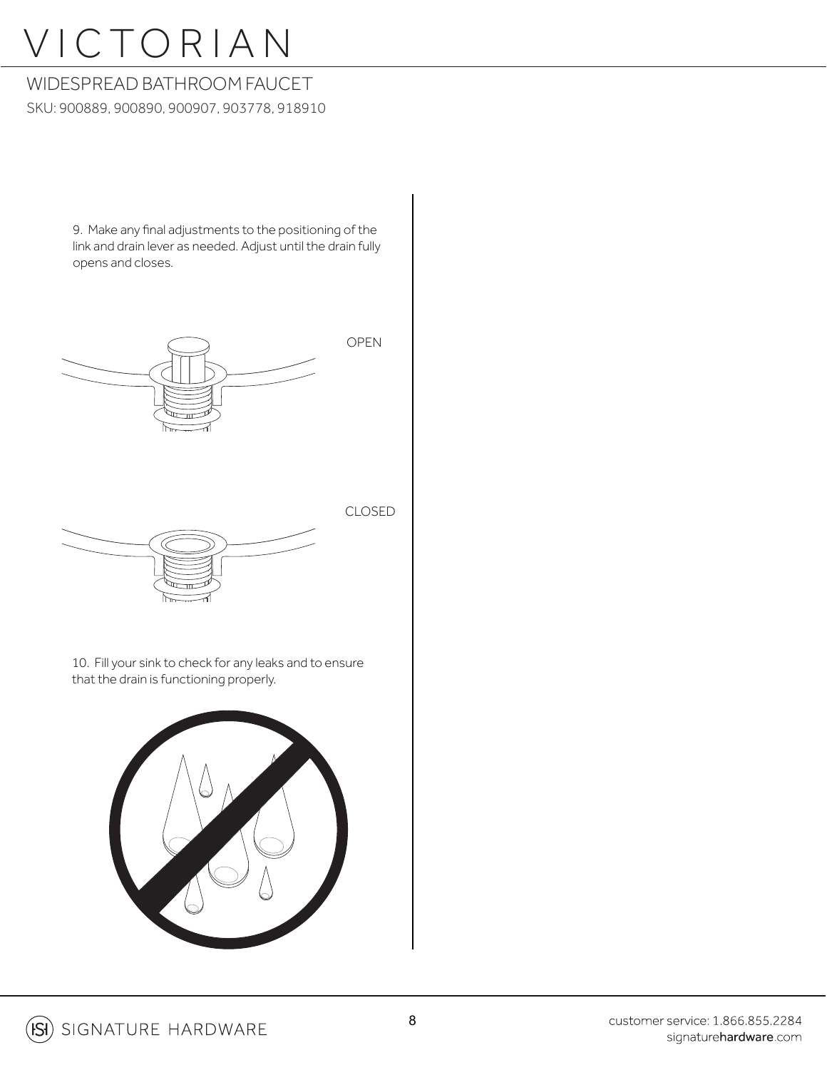# VICTORIAN

## WIDESPREAD BATHROOM FAUCET

SKU: 900889, 900890, 900907, 903778, 918910

9. Make any final adjustments to the positioning of the link and drain lever as needed. Adjust until the drain fully opens and closes.

OPEN

CLOSED

10. Fill your sink to check for any leaks and to ensure that the drain is functioning properly.